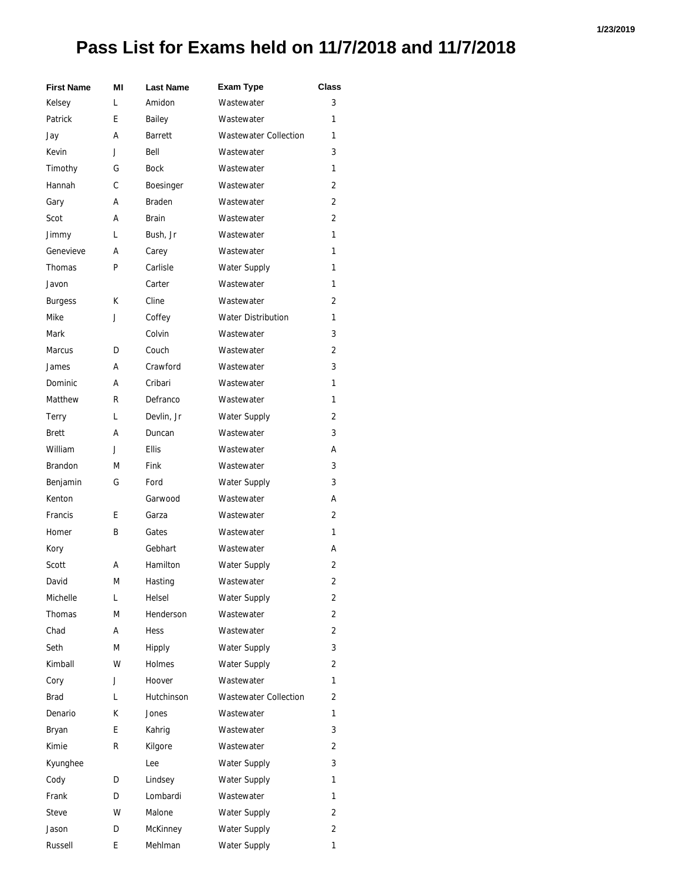# Pass List for Exams held on 11/7/2018 and 11/7/2018

| First Name | MI | Last Name | Exam Type | Class |
|---|---|---|---|---|
| Kelsey | L | Amidon | Wastewater | 3 |
| Patrick | E | Bailey | Wastewater | 1 |
| Jay | A | Barrett | Wastewater Collection | 1 |
| Kevin | J | Bell | Wastewater | 3 |
| Timothy | G | Bock | Wastewater | 1 |
| Hannah | C | Boesinger | Wastewater | 2 |
| Gary | A | Braden | Wastewater | 2 |
| Scot | A | Brain | Wastewater | 2 |
| Jimmy | L | Bush, Jr | Wastewater | 1 |
| Genevieve | A | Carey | Wastewater | 1 |
| Thomas | P | Carlisle | Water Supply | 1 |
| Javon | | Carter | Wastewater | 1 |
| Burgess | K | Cline | Wastewater | 2 |
| Mike | J | Coffey | Water Distribution | 1 |
| Mark | | Colvin | Wastewater | 3 |
| Marcus | D | Couch | Wastewater | 2 |
| James | A | Crawford | Wastewater | 3 |
| Dominic | A | Cribari | Wastewater | 1 |
| Matthew | R | Defranco | Wastewater | 1 |
| Terry | L | Devlin, Jr | Water Supply | 2 |
| Brett | A | Duncan | Wastewater | 3 |
| William | J | Ellis | Wastewater | A |
| Brandon | M | Fink | Wastewater | 3 |
| Benjamin | G | Ford | Water Supply | 3 |
| Kenton | | Garwood | Wastewater | A |
| Francis | E | Garza | Wastewater | 2 |
| Homer | B | Gates | Wastewater | 1 |
| Kory | | Gebhart | Wastewater | A |
| Scott | A | Hamilton | Water Supply | 2 |
| David | M | Hasting | Wastewater | 2 |
| Michelle | L | Helsel | Water Supply | 2 |
| Thomas | M | Henderson | Wastewater | 2 |
| Chad | A | Hess | Wastewater | 2 |
| Seth | M | Hipply | Water Supply | 3 |
| Kimball | W | Holmes | Water Supply | 2 |
| Cory | J | Hoover | Wastewater | 1 |
| Brad | L | Hutchinson | Wastewater Collection | 2 |
| Denario | K | Jones | Wastewater | 1 |
| Bryan | E | Kahrig | Wastewater | 3 |
| Kimie | R | Kilgore | Wastewater | 2 |
| Kyunghee | | Lee | Water Supply | 3 |
| Cody | D | Lindsey | Water Supply | 1 |
| Frank | D | Lombardi | Wastewater | 1 |
| Steve | W | Malone | Water Supply | 2 |
| Jason | D | McKinney | Water Supply | 2 |
| Russell | E | Mehlman | Water Supply | 1 |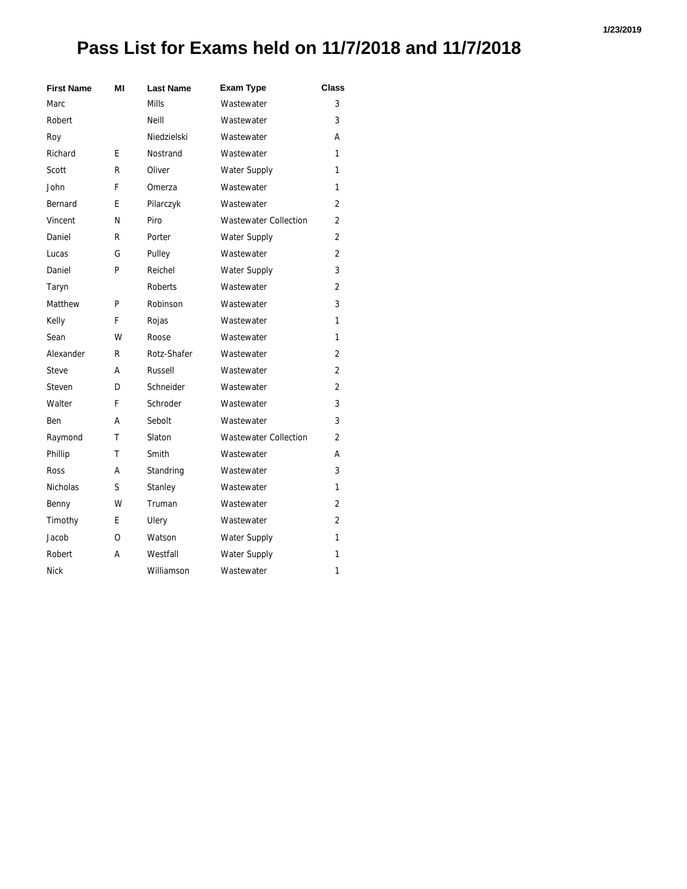# Pass List for Exams held on 11/7/2018 and 11/7/2018

| First Name | MI | Last Name | Exam Type | Class |
|---|---|---|---|---|
| Marc | | Mills | Wastewater | 3 |
| Robert | | Neill | Wastewater | 3 |
| Roy | | Niedzielski | Wastewater | A |
| Richard | E | Nostrand | Wastewater | 1 |
| Scott | R | Oliver | Water Supply | 1 |
| John | F | Omerza | Wastewater | 1 |
| Bernard | E | Pilarczyk | Wastewater | 2 |
| Vincent | N | Piro | Wastewater Collection | 2 |
| Daniel | R | Porter | Water Supply | 2 |
| Lucas | G | Pulley | Wastewater | 2 |
| Daniel | P | Reichel | Water Supply | 3 |
| Taryn | | Roberts | Wastewater | 2 |
| Matthew | P | Robinson | Wastewater | 3 |
| Kelly | F | Rojas | Wastewater | 1 |
| Sean | W | Roose | Wastewater | 1 |
| Alexander | R | Rotz-Shafer | Wastewater | 2 |
| Steve | A | Russell | Wastewater | 2 |
| Steven | D | Schneider | Wastewater | 2 |
| Walter | F | Schroder | Wastewater | 3 |
| Ben | A | Sebolt | Wastewater | 3 |
| Raymond | T | Slaton | Wastewater Collection | 2 |
| Phillip | T | Smith | Wastewater | A |
| Ross | A | Standring | Wastewater | 3 |
| Nicholas | S | Stanley | Wastewater | 1 |
| Benny | W | Truman | Wastewater | 2 |
| Timothy | E | Ulery | Wastewater | 2 |
| Jacob | O | Watson | Water Supply | 1 |
| Robert | A | Westfall | Water Supply | 1 |
| Nick | | Williamson | Wastewater | 1 |